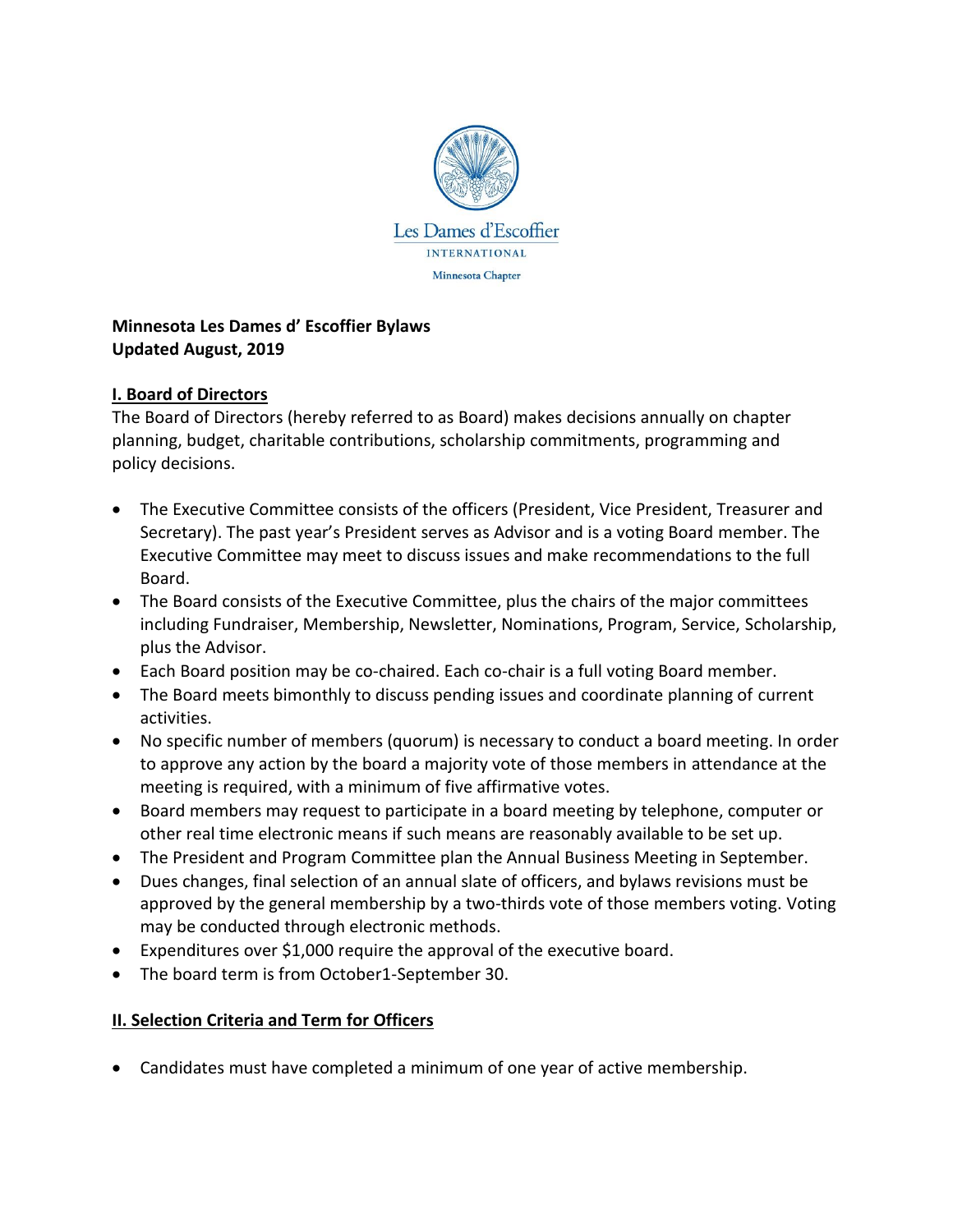Les Dames d'Escoffier

INTERNATIONAL

Minnesota Chapter

**Minnesota Les Dames d' Escoffier Bylaws**
**Updated August, 2019**

## I. Board of Directors

The Board of Directors (hereby referred to as Board) makes decisions annually on chapter planning, budget, charitable contributions, scholarship commitments, programming and policy decisions.

- The Executive Committee consists of the officers (President, Vice President, Treasurer and Secretary). The past year's President serves as Advisor and is a voting Board member. The Executive Committee may meet to discuss issues and make recommendations to the full Board.
- The Board consists of the Executive Committee, plus the chairs of the major committees including Fundraiser, Membership, Newsletter, Nominations, Program, Service, Scholarship, plus the Advisor.
- Each Board position may be co-chaired. Each co-chair is a full voting Board member.
- The Board meets bimonthly to discuss pending issues and coordinate planning of current activities.
- No specific number of members (quorum) is necessary to conduct a board meeting. In order to approve any action by the board a majority vote of those members in attendance at the meeting is required, with a minimum of five affirmative votes.
- Board members may request to participate in a board meeting by telephone, computer or other real time electronic means if such means are reasonably available to be set up.
- The President and Program Committee plan the Annual Business Meeting in September.
- Dues changes, final selection of an annual slate of officers, and bylaws revisions must be approved by the general membership by a two-thirds vote of those members voting. Voting may be conducted through electronic methods.
- Expenditures over $1,000 require the approval of the executive board.
- The board term is from October1-September 30.

## II. Selection Criteria and Term for Officers

- Candidates must have completed a minimum of one year of active membership.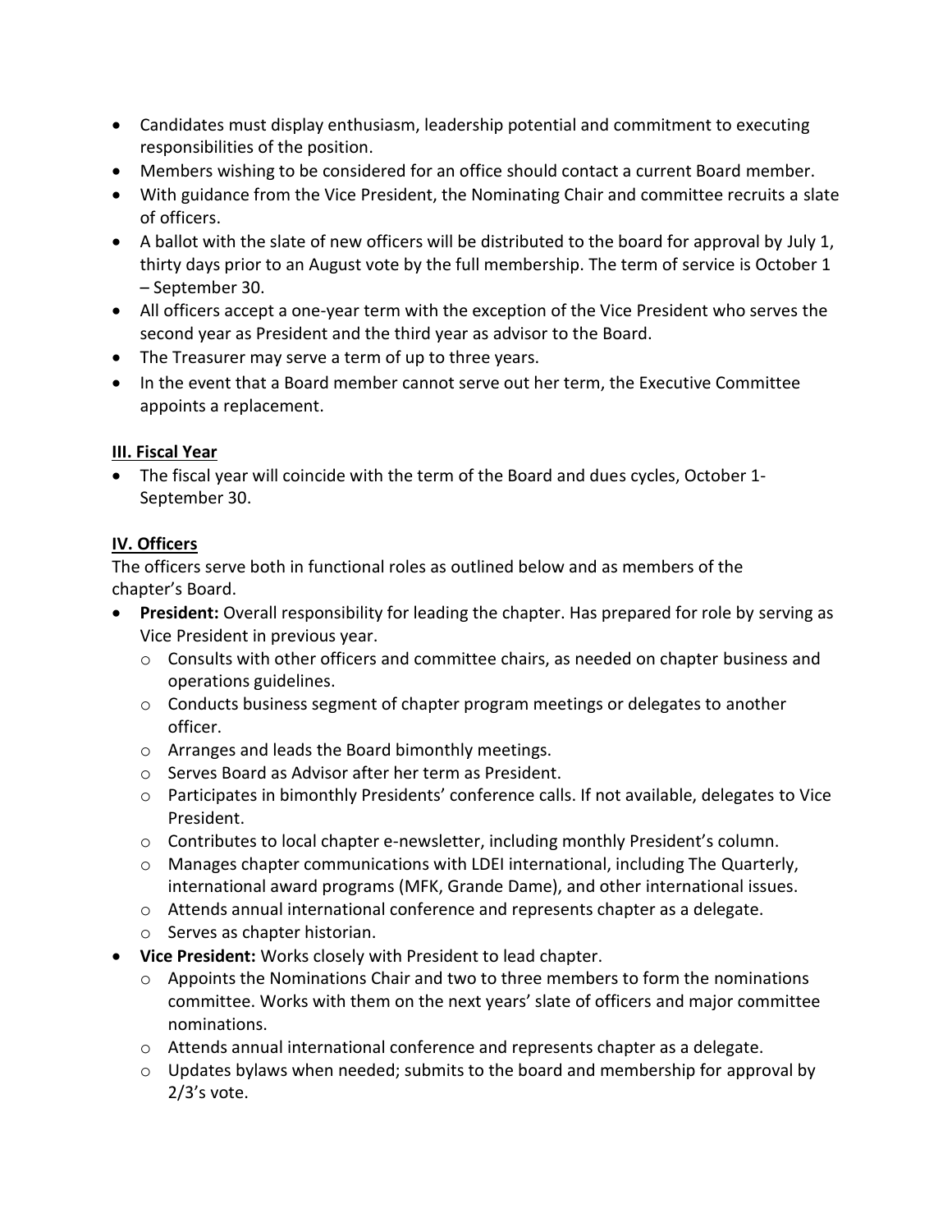- Candidates must display enthusiasm, leadership potential and commitment to executing responsibilities of the position.
- Members wishing to be considered for an office should contact a current Board member.
- With guidance from the Vice President, the Nominating Chair and committee recruits a slate of officers.
- A ballot with the slate of new officers will be distributed to the board for approval by July 1, thirty days prior to an August vote by the full membership. The term of service is October 1 – September 30.
- All officers accept a one-year term with the exception of the Vice President who serves the second year as President and the third year as advisor to the Board.
- The Treasurer may serve a term of up to three years.
- In the event that a Board member cannot serve out her term, the Executive Committee appoints a replacement.

## III. Fiscal Year

- The fiscal year will coincide with the term of the Board and dues cycles, October 1-September 30.

## IV. Officers

The officers serve both in functional roles as outlined below and as members of the chapter's Board.

- **President:** Overall responsibility for leading the chapter. Has prepared for role by serving as Vice President in previous year.
  - Consults with other officers and committee chairs, as needed on chapter business and operations guidelines.
  - Conducts business segment of chapter program meetings or delegates to another officer.
  - Arranges and leads the Board bimonthly meetings.
  - Serves Board as Advisor after her term as President.
  - Participates in bimonthly Presidents' conference calls. If not available, delegates to Vice President.
  - Contributes to local chapter e-newsletter, including monthly President's column.
  - Manages chapter communications with LDEI international, including The Quarterly, international award programs (MFK, Grande Dame), and other international issues.
  - Attends annual international conference and represents chapter as a delegate.
  - Serves as chapter historian.
- **Vice President:** Works closely with President to lead chapter.
  - Appoints the Nominations Chair and two to three members to form the nominations committee. Works with them on the next years' slate of officers and major committee nominations.
  - Attends annual international conference and represents chapter as a delegate.
  - Updates bylaws when needed; submits to the board and membership for approval by 2/3's vote.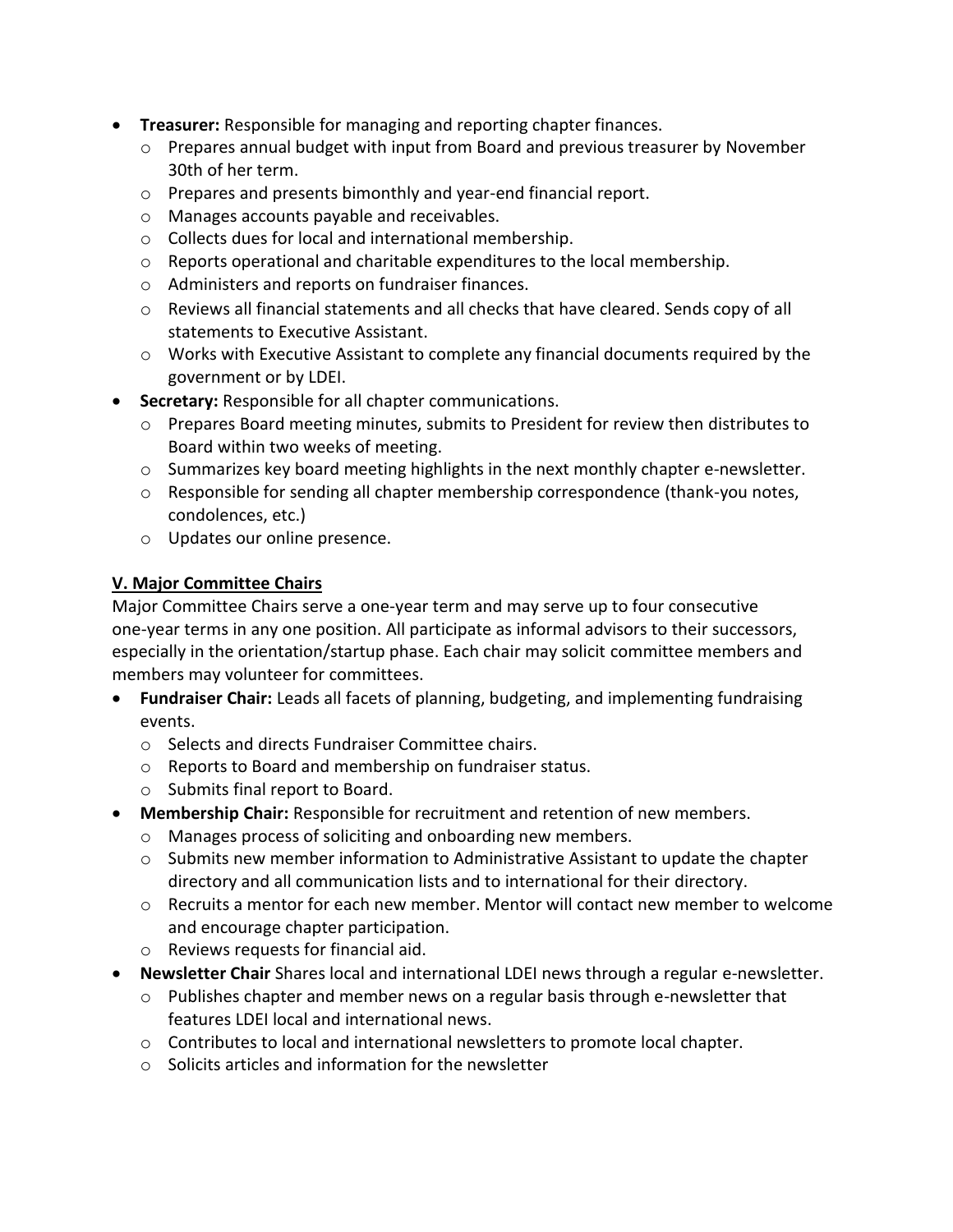- **Treasurer:** Responsible for managing and reporting chapter finances.
  - Prepares annual budget with input from Board and previous treasurer by November 30th of her term.
  - Prepares and presents bimonthly and year-end financial report.
  - Manages accounts payable and receivables.
  - Collects dues for local and international membership.
  - Reports operational and charitable expenditures to the local membership.
  - Administers and reports on fundraiser finances.
  - Reviews all financial statements and all checks that have cleared. Sends copy of all statements to Executive Assistant.
  - Works with Executive Assistant to complete any financial documents required by the government or by LDEI.
- **Secretary:** Responsible for all chapter communications.
  - Prepares Board meeting minutes, submits to President for review then distributes to Board within two weeks of meeting.
  - Summarizes key board meeting highlights in the next monthly chapter e-newsletter.
  - Responsible for sending all chapter membership correspondence (thank-you notes, condolences, etc.)
  - Updates our online presence.

## V. Major Committee Chairs

Major Committee Chairs serve a one-year term and may serve up to four consecutive one-year terms in any one position. All participate as informal advisors to their successors, especially in the orientation/startup phase. Each chair may solicit committee members and members may volunteer for committees.

- **Fundraiser Chair:** Leads all facets of planning, budgeting, and implementing fundraising events.
  - Selects and directs Fundraiser Committee chairs.
  - Reports to Board and membership on fundraiser status.
  - Submits final report to Board.
- **Membership Chair:** Responsible for recruitment and retention of new members.
  - Manages process of soliciting and onboarding new members.
  - Submits new member information to Administrative Assistant to update the chapter directory and all communication lists and to international for their directory.
  - Recruits a mentor for each new member. Mentor will contact new member to welcome and encourage chapter participation.
  - Reviews requests for financial aid.
- **Newsletter Chair** Shares local and international LDEI news through a regular e-newsletter.
  - Publishes chapter and member news on a regular basis through e-newsletter that features LDEI local and international news.
  - Contributes to local and international newsletters to promote local chapter.
  - Solicits articles and information for the newsletter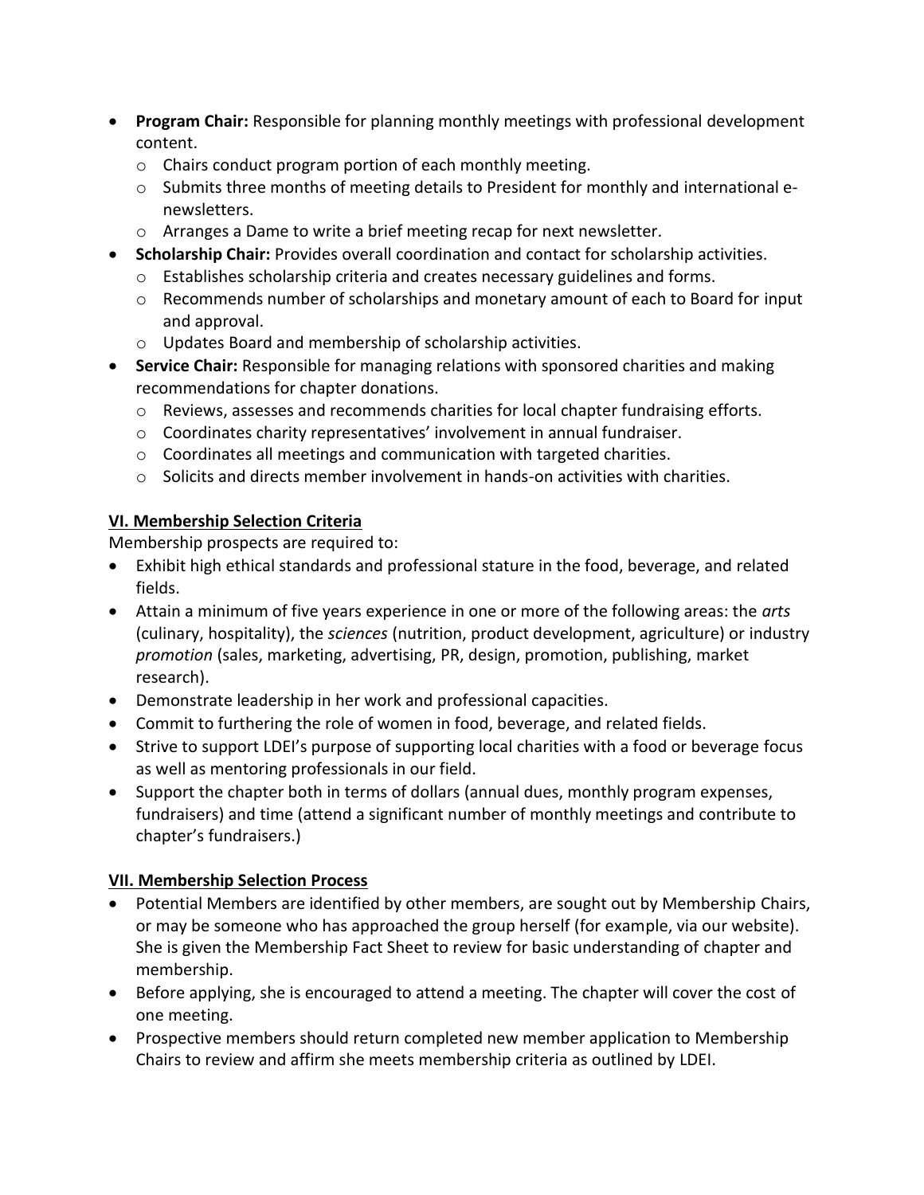- **Program Chair:** Responsible for planning monthly meetings with professional development content.
  - Chairs conduct program portion of each monthly meeting.
  - Submits three months of meeting details to President for monthly and international e-newsletters.
  - Arranges a Dame to write a brief meeting recap for next newsletter.
- **Scholarship Chair:** Provides overall coordination and contact for scholarship activities.
  - Establishes scholarship criteria and creates necessary guidelines and forms.
  - Recommends number of scholarships and monetary amount of each to Board for input and approval.
  - Updates Board and membership of scholarship activities.
- **Service Chair:** Responsible for managing relations with sponsored charities and making recommendations for chapter donations.
  - Reviews, assesses and recommends charities for local chapter fundraising efforts.
  - Coordinates charity representatives' involvement in annual fundraiser.
  - Coordinates all meetings and communication with targeted charities.
  - Solicits and directs member involvement in hands-on activities with charities.

## VI. Membership Selection Criteria

Membership prospects are required to:

- Exhibit high ethical standards and professional stature in the food, beverage, and related fields.
- Attain a minimum of five years experience in one or more of the following areas: the *arts* (culinary, hospitality), the *sciences* (nutrition, product development, agriculture) or industry *promotion* (sales, marketing, advertising, PR, design, promotion, publishing, market research).
- Demonstrate leadership in her work and professional capacities.
- Commit to furthering the role of women in food, beverage, and related fields.
- Strive to support LDEI's purpose of supporting local charities with a food or beverage focus as well as mentoring professionals in our field.
- Support the chapter both in terms of dollars (annual dues, monthly program expenses, fundraisers) and time (attend a significant number of monthly meetings and contribute to chapter's fundraisers.)

## VII. Membership Selection Process

- Potential Members are identified by other members, are sought out by Membership Chairs, or may be someone who has approached the group herself (for example, via our website). She is given the Membership Fact Sheet to review for basic understanding of chapter and membership.
- Before applying, she is encouraged to attend a meeting. The chapter will cover the cost of one meeting.
- Prospective members should return completed new member application to Membership Chairs to review and affirm she meets membership criteria as outlined by LDEI.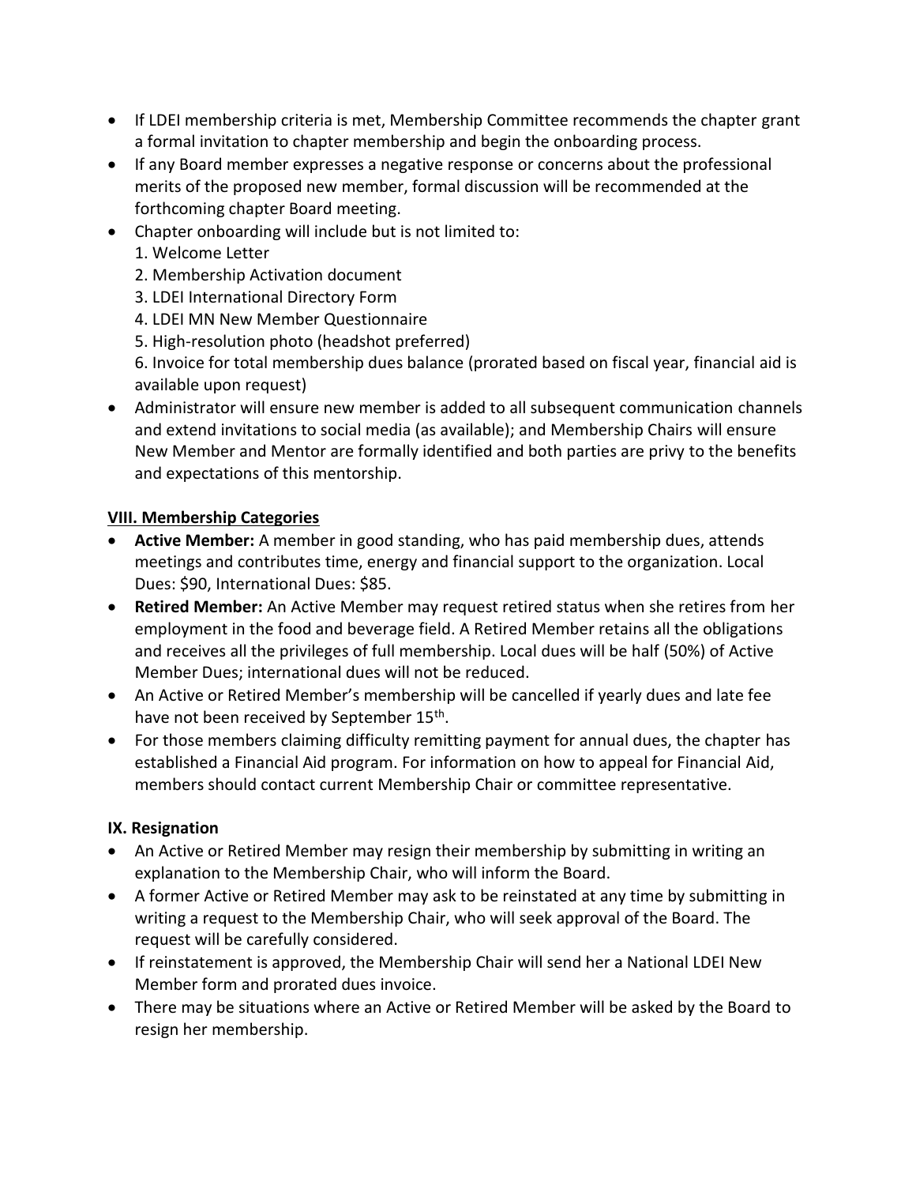- If LDEI membership criteria is met, Membership Committee recommends the chapter grant a formal invitation to chapter membership and begin the onboarding process.
- If any Board member expresses a negative response or concerns about the professional merits of the proposed new member, formal discussion will be recommended at the forthcoming chapter Board meeting.
- Chapter onboarding will include but is not limited to:
  1. Welcome Letter
  2. Membership Activation document
  3. LDEI International Directory Form
  4. LDEI MN New Member Questionnaire
  5. High-resolution photo (headshot preferred)
  6. Invoice for total membership dues balance (prorated based on fiscal year, financial aid is available upon request)
- Administrator will ensure new member is added to all subsequent communication channels and extend invitations to social media (as available); and Membership Chairs will ensure New Member and Mentor are formally identified and both parties are privy to the benefits and expectations of this mentorship.

## VIII. Membership Categories

- **Active Member:** A member in good standing, who has paid membership dues, attends meetings and contributes time, energy and financial support to the organization. Local Dues: $90, International Dues: $85.
- **Retired Member:** An Active Member may request retired status when she retires from her employment in the food and beverage field. A Retired Member retains all the obligations and receives all the privileges of full membership. Local dues will be half (50%) of Active Member Dues; international dues will not be reduced.
- An Active or Retired Member's membership will be cancelled if yearly dues and late fee have not been received by September 15th.
- For those members claiming difficulty remitting payment for annual dues, the chapter has established a Financial Aid program. For information on how to appeal for Financial Aid, members should contact current Membership Chair or committee representative.

## IX. Resignation

- An Active or Retired Member may resign their membership by submitting in writing an explanation to the Membership Chair, who will inform the Board.
- A former Active or Retired Member may ask to be reinstated at any time by submitting in writing a request to the Membership Chair, who will seek approval of the Board. The request will be carefully considered.
- If reinstatement is approved, the Membership Chair will send her a National LDEI New Member form and prorated dues invoice.
- There may be situations where an Active or Retired Member will be asked by the Board to resign her membership.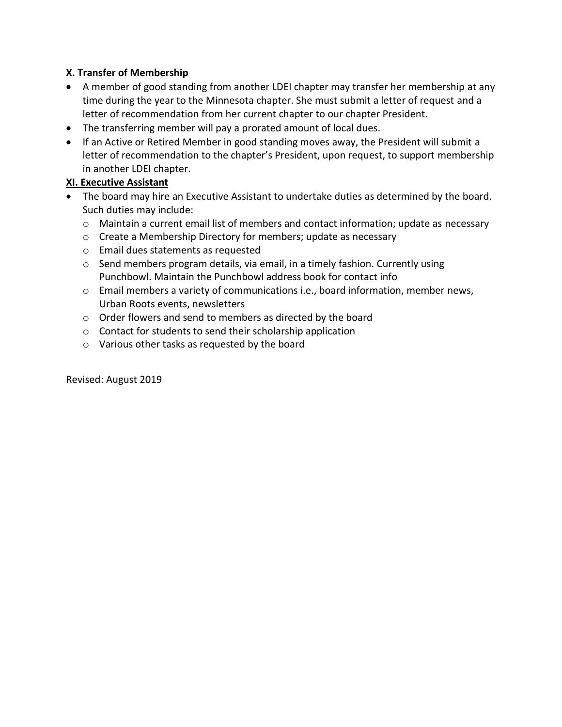**X. Transfer of Membership**

- A member of good standing from another LDEI chapter may transfer her membership at any time during the year to the Minnesota chapter. She must submit a letter of request and a letter of recommendation from her current chapter to our chapter President.
- The transferring member will pay a prorated amount of local dues.
- If an Active or Retired Member in good standing moves away, the President will submit a letter of recommendation to the chapter's President, upon request, to support membership in another LDEI chapter.

**XI. Executive Assistant**

- The board may hire an Executive Assistant to undertake duties as determined by the board. Such duties may include:
  - Maintain a current email list of members and contact information; update as necessary
  - Create a Membership Directory for members; update as necessary
  - Email dues statements as requested
  - Send members program details, via email, in a timely fashion. Currently using Punchbowl. Maintain the Punchbowl address book for contact info
  - Email members a variety of communications i.e., board information, member news, Urban Roots events, newsletters
  - Order flowers and send to members as directed by the board
  - Contact for students to send their scholarship application
  - Various other tasks as requested by the board

Revised: August 2019